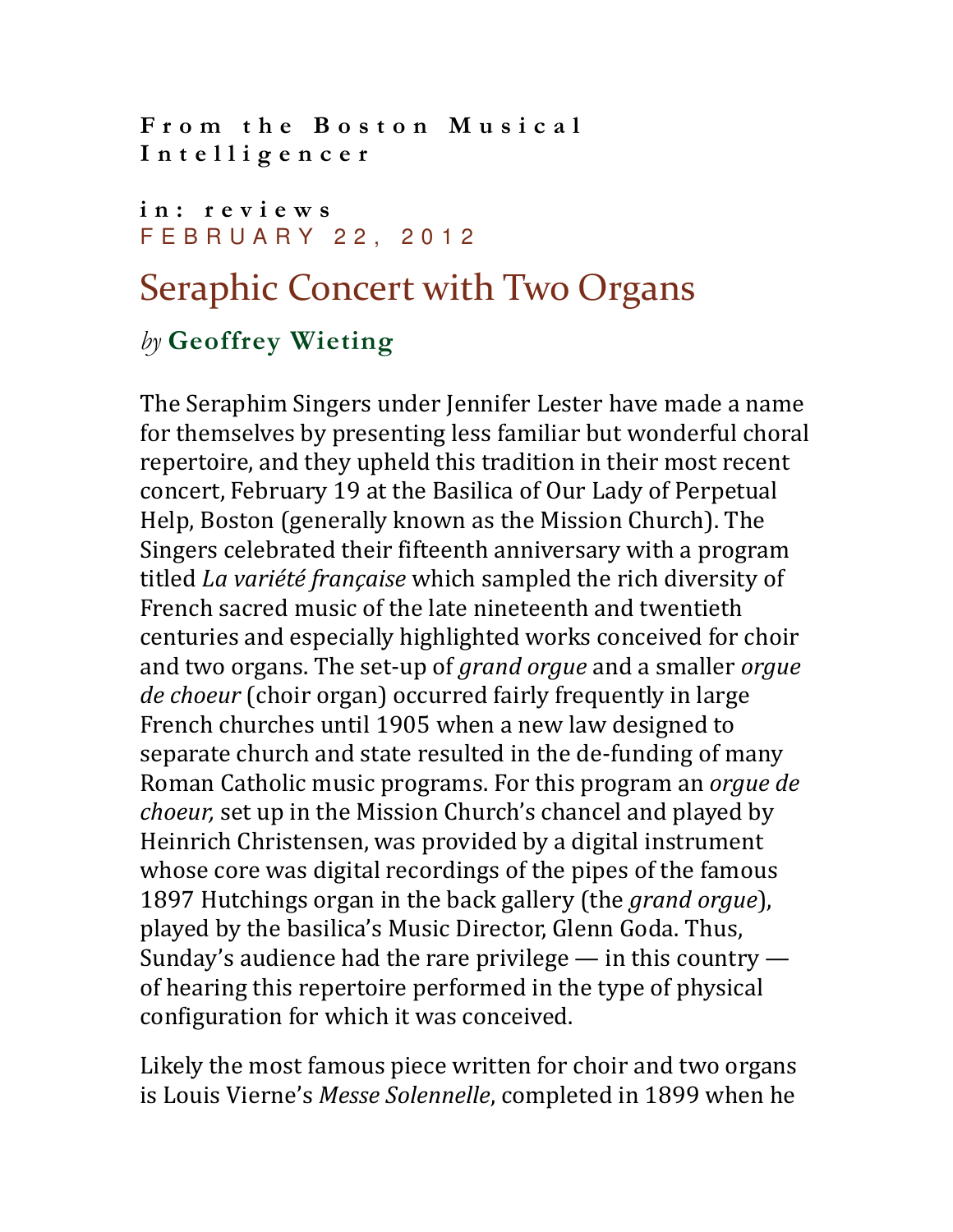**From the Boston Musical Intelligencer**

**in: reviews**
FEBRUARY 22, 2012

# Seraphic Concert with Two Organs

*by* **Geoffrey Wieting**

The Seraphim Singers under Jennifer Lester have made a name for themselves by presenting less familiar but wonderful choral repertoire, and they upheld this tradition in their most recent concert, February 19 at the Basilica of Our Lady of Perpetual Help, Boston (generally known as the Mission Church). The Singers celebrated their fifteenth anniversary with a program titled *La variété française* which sampled the rich diversity of French sacred music of the late nineteenth and twentieth centuries and especially highlighted works conceived for choir and two organs. The set-up of *grand orgue* and a smaller *orgue de choeur* (choir organ) occurred fairly frequently in large French churches until 1905 when a new law designed to separate church and state resulted in the de-funding of many Roman Catholic music programs. For this program an *orgue de choeur,* set up in the Mission Church's chancel and played by Heinrich Christensen, was provided by a digital instrument whose core was digital recordings of the pipes of the famous 1897 Hutchings organ in the back gallery (the *grand orgue*), played by the basilica's Music Director, Glenn Goda. Thus, Sunday's audience had the rare privilege — in this country — of hearing this repertoire performed in the type of physical configuration for which it was conceived.

Likely the most famous piece written for choir and two organs is Louis Vierne's *Messe Solennelle*, completed in 1899 when he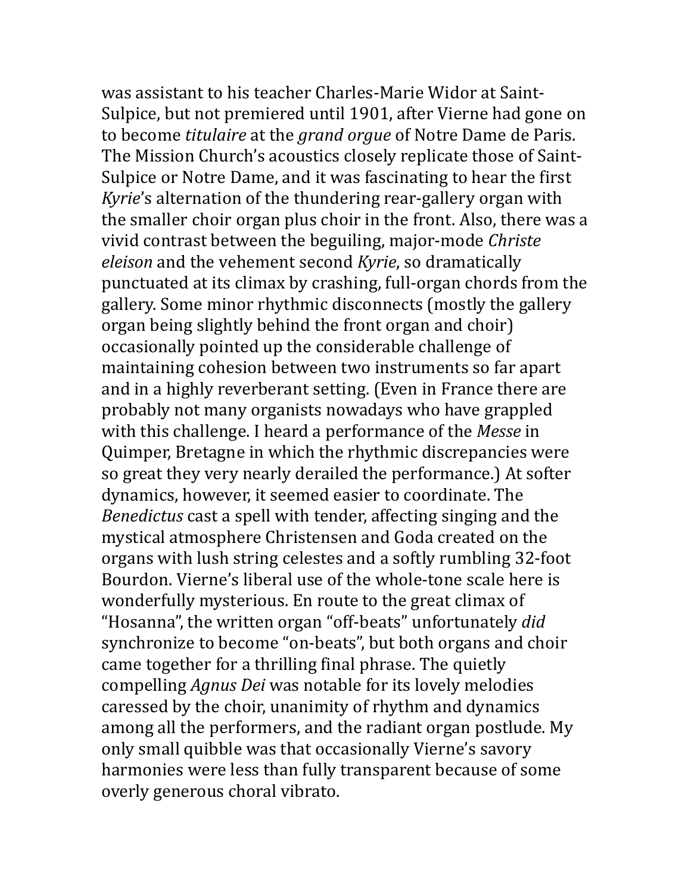was assistant to his teacher Charles-Marie Widor at Saint-Sulpice, but not premiered until 1901, after Vierne had gone on to become *titulaire* at the *grand orgue* of Notre Dame de Paris. The Mission Church's acoustics closely replicate those of Saint-Sulpice or Notre Dame, and it was fascinating to hear the first *Kyrie*'s alternation of the thundering rear-gallery organ with the smaller choir organ plus choir in the front. Also, there was a vivid contrast between the beguiling, major-mode *Christe eleison* and the vehement second *Kyrie*, so dramatically punctuated at its climax by crashing, full-organ chords from the gallery. Some minor rhythmic disconnects (mostly the gallery organ being slightly behind the front organ and choir) occasionally pointed up the considerable challenge of maintaining cohesion between two instruments so far apart and in a highly reverberant setting. (Even in France there are probably not many organists nowadays who have grappled with this challenge. I heard a performance of the *Messe* in Quimper, Bretagne in which the rhythmic discrepancies were so great they very nearly derailed the performance.) At softer dynamics, however, it seemed easier to coordinate. The *Benedictus* cast a spell with tender, affecting singing and the mystical atmosphere Christensen and Goda created on the organs with lush string celestes and a softly rumbling 32-foot Bourdon. Vierne's liberal use of the whole-tone scale here is wonderfully mysterious. En route to the great climax of "Hosanna", the written organ "off-beats" unfortunately *did* synchronize to become "on-beats", but both organs and choir came together for a thrilling final phrase. The quietly compelling *Agnus Dei* was notable for its lovely melodies caressed by the choir, unanimity of rhythm and dynamics among all the performers, and the radiant organ postlude. My only small quibble was that occasionally Vierne's savory harmonies were less than fully transparent because of some overly generous choral vibrato.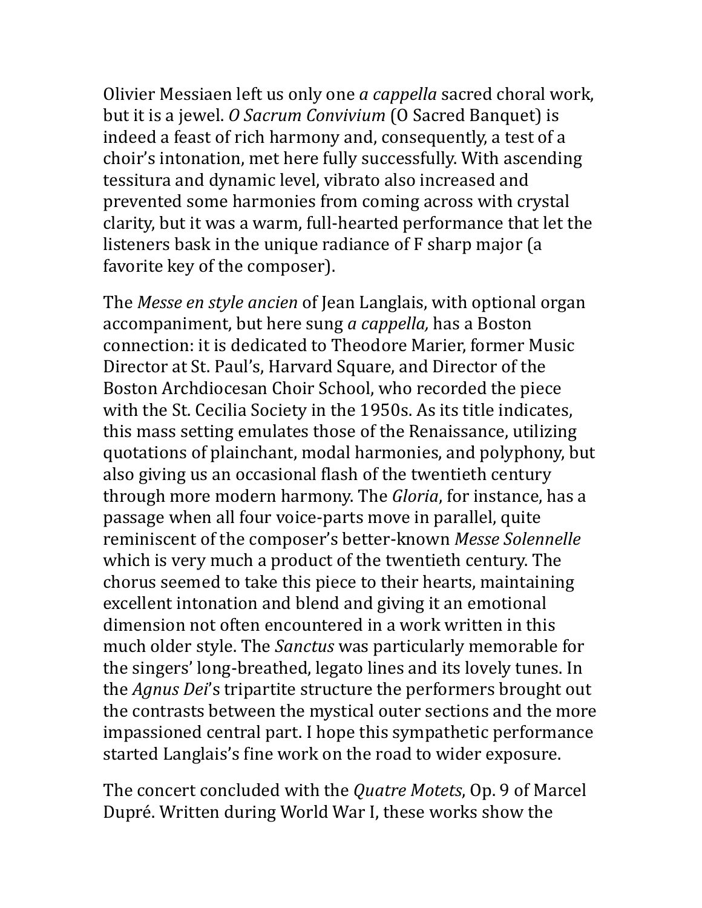Olivier Messiaen left us only one *a cappella* sacred choral work, but it is a jewel. *O Sacrum Convivium* (O Sacred Banquet) is indeed a feast of rich harmony and, consequently, a test of a choir's intonation, met here fully successfully. With ascending tessitura and dynamic level, vibrato also increased and prevented some harmonies from coming across with crystal clarity, but it was a warm, full-hearted performance that let the listeners bask in the unique radiance of F sharp major (a favorite key of the composer).

The *Messe en style ancien* of Jean Langlais, with optional organ accompaniment, but here sung *a cappella,* has a Boston connection: it is dedicated to Theodore Marier, former Music Director at St. Paul's, Harvard Square, and Director of the Boston Archdiocesan Choir School, who recorded the piece with the St. Cecilia Society in the 1950s. As its title indicates, this mass setting emulates those of the Renaissance, utilizing quotations of plainchant, modal harmonies, and polyphony, but also giving us an occasional flash of the twentieth century through more modern harmony. The *Gloria*, for instance, has a passage when all four voice-parts move in parallel, quite reminiscent of the composer's better-known *Messe Solennelle* which is very much a product of the twentieth century. The chorus seemed to take this piece to their hearts, maintaining excellent intonation and blend and giving it an emotional dimension not often encountered in a work written in this much older style. The *Sanctus* was particularly memorable for the singers' long-breathed, legato lines and its lovely tunes. In the *Agnus Dei*'s tripartite structure the performers brought out the contrasts between the mystical outer sections and the more impassioned central part. I hope this sympathetic performance started Langlais's fine work on the road to wider exposure.

The concert concluded with the *Quatre Motets*, Op. 9 of Marcel Dupré. Written during World War I, these works show the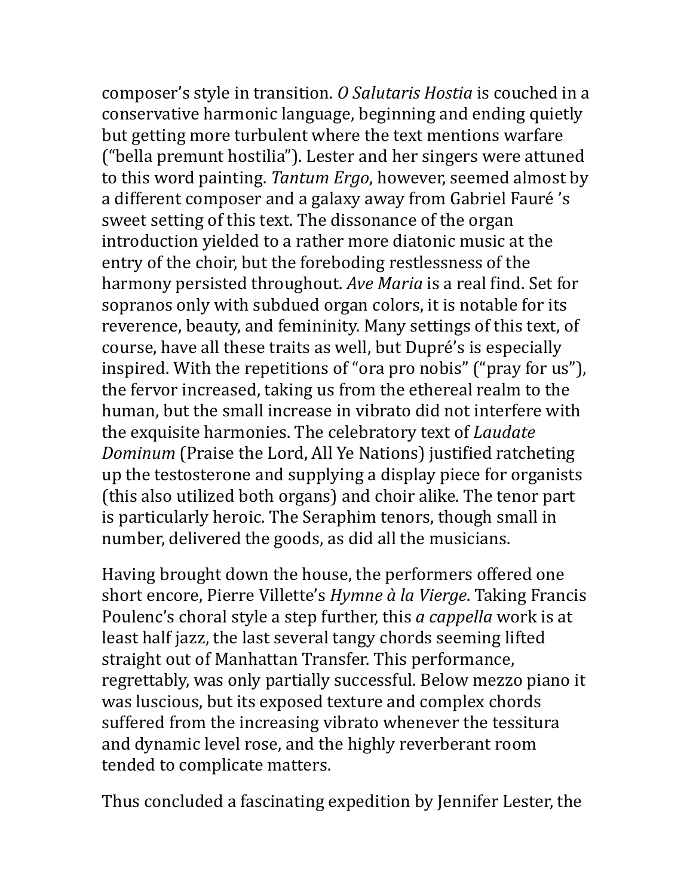composer's style in transition. *O Salutaris Hostia* is couched in a conservative harmonic language, beginning and ending quietly but getting more turbulent where the text mentions warfare ("bella premunt hostilia"). Lester and her singers were attuned to this word painting. *Tantum Ergo*, however, seemed almost by a different composer and a galaxy away from Gabriel Fauré 's sweet setting of this text. The dissonance of the organ introduction yielded to a rather more diatonic music at the entry of the choir, but the foreboding restlessness of the harmony persisted throughout. *Ave Maria* is a real find. Set for sopranos only with subdued organ colors, it is notable for its reverence, beauty, and femininity. Many settings of this text, of course, have all these traits as well, but Dupré's is especially inspired. With the repetitions of "ora pro nobis" ("pray for us"), the fervor increased, taking us from the ethereal realm to the human, but the small increase in vibrato did not interfere with the exquisite harmonies. The celebratory text of *Laudate Dominum* (Praise the Lord, All Ye Nations) justified ratcheting up the testosterone and supplying a display piece for organists (this also utilized both organs) and choir alike. The tenor part is particularly heroic. The Seraphim tenors, though small in number, delivered the goods, as did all the musicians.

Having brought down the house, the performers offered one short encore, Pierre Villette's *Hymne à la Vierge*. Taking Francis Poulenc's choral style a step further, this *a cappella* work is at least half jazz, the last several tangy chords seeming lifted straight out of Manhattan Transfer. This performance, regrettably, was only partially successful. Below mezzo piano it was luscious, but its exposed texture and complex chords suffered from the increasing vibrato whenever the tessitura and dynamic level rose, and the highly reverberant room tended to complicate matters.

Thus concluded a fascinating expedition by Jennifer Lester, the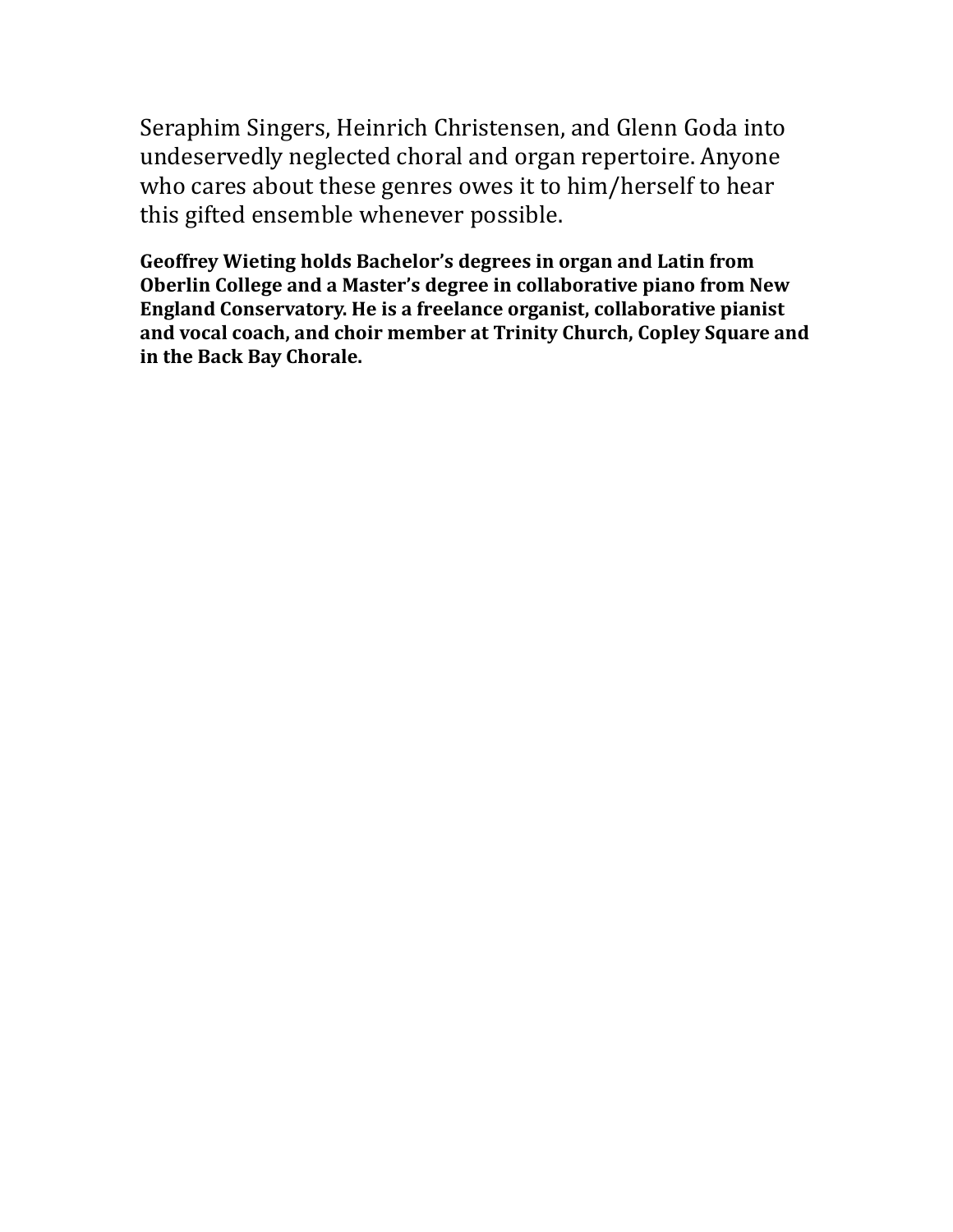Seraphim Singers, Heinrich Christensen, and Glenn Goda into undeservedly neglected choral and organ repertoire. Anyone who cares about these genres owes it to him/herself to hear this gifted ensemble whenever possible.

**Geoffrey Wieting holds Bachelor's degrees in organ and Latin from Oberlin College and a Master's degree in collaborative piano from New England Conservatory. He is a freelance organist, collaborative pianist and vocal coach, and choir member at Trinity Church, Copley Square and in the Back Bay Chorale.**